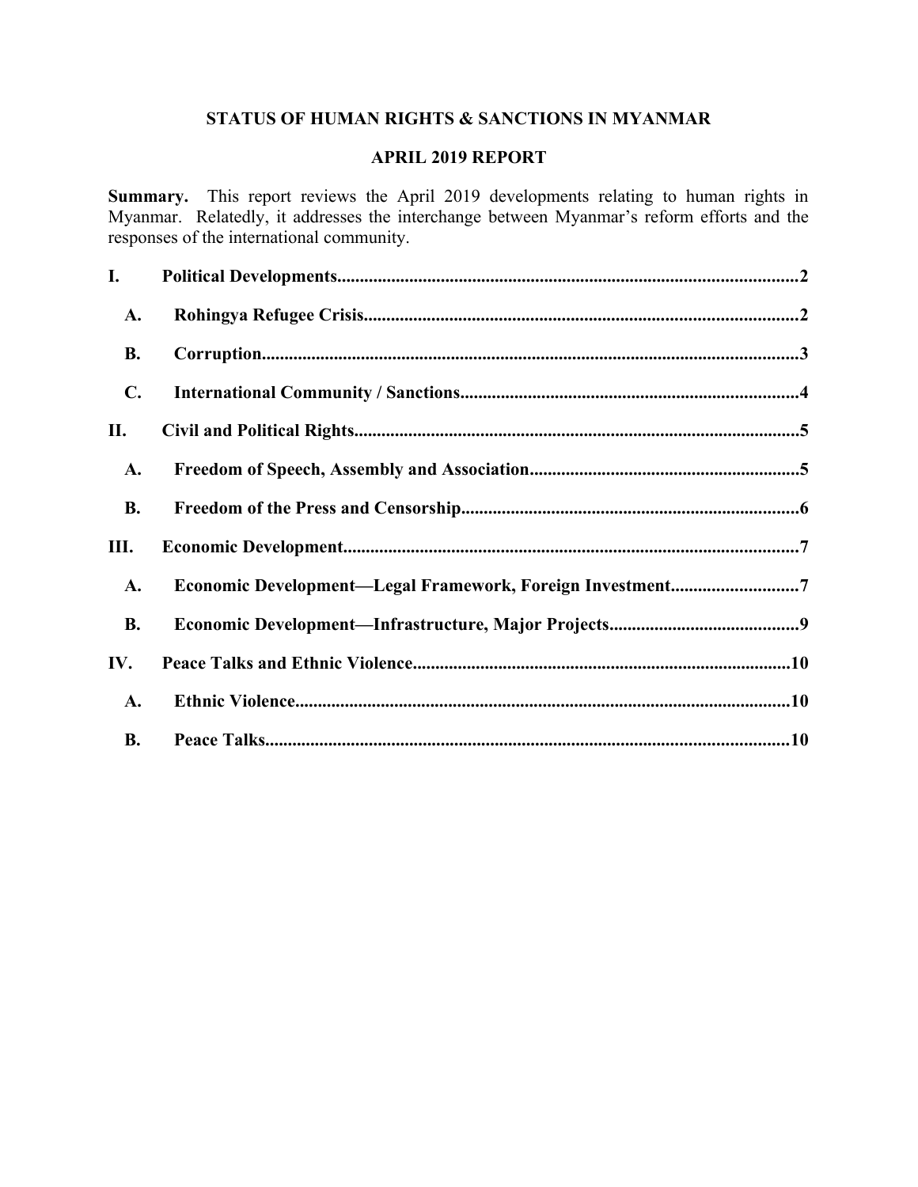# STATUS OF HUMAN RIGHTS & SANCTIONS IN MYANMAR

## APRIL 2019 REPORT

**Summary.** This report reviews the April 2019 developments relating to human rights in Myanmar. Relatedly, it addresses the interchange between Myanmar's reform efforts and the responses of the international community.

- **I. Political Developments** .......... 2
  - **A. Rohingya Refugee Crisis** .......... 2
  - **B. Corruption** .......... 3
  - **C. International Community / Sanctions** .......... 4
- **II. Civil and Political Rights** .......... 5
  - **A. Freedom of Speech, Assembly and Association** .......... 5
  - **B. Freedom of the Press and Censorship** .......... 6
- **III. Economic Development** .......... 7
  - **A. Economic Development—Legal Framework, Foreign Investment** .......... 7
  - **B. Economic Development—Infrastructure, Major Projects** .......... 9
- **IV. Peace Talks and Ethnic Violence** .......... 10
  - **A. Ethnic Violence** .......... 10
  - **B. Peace Talks** .......... 10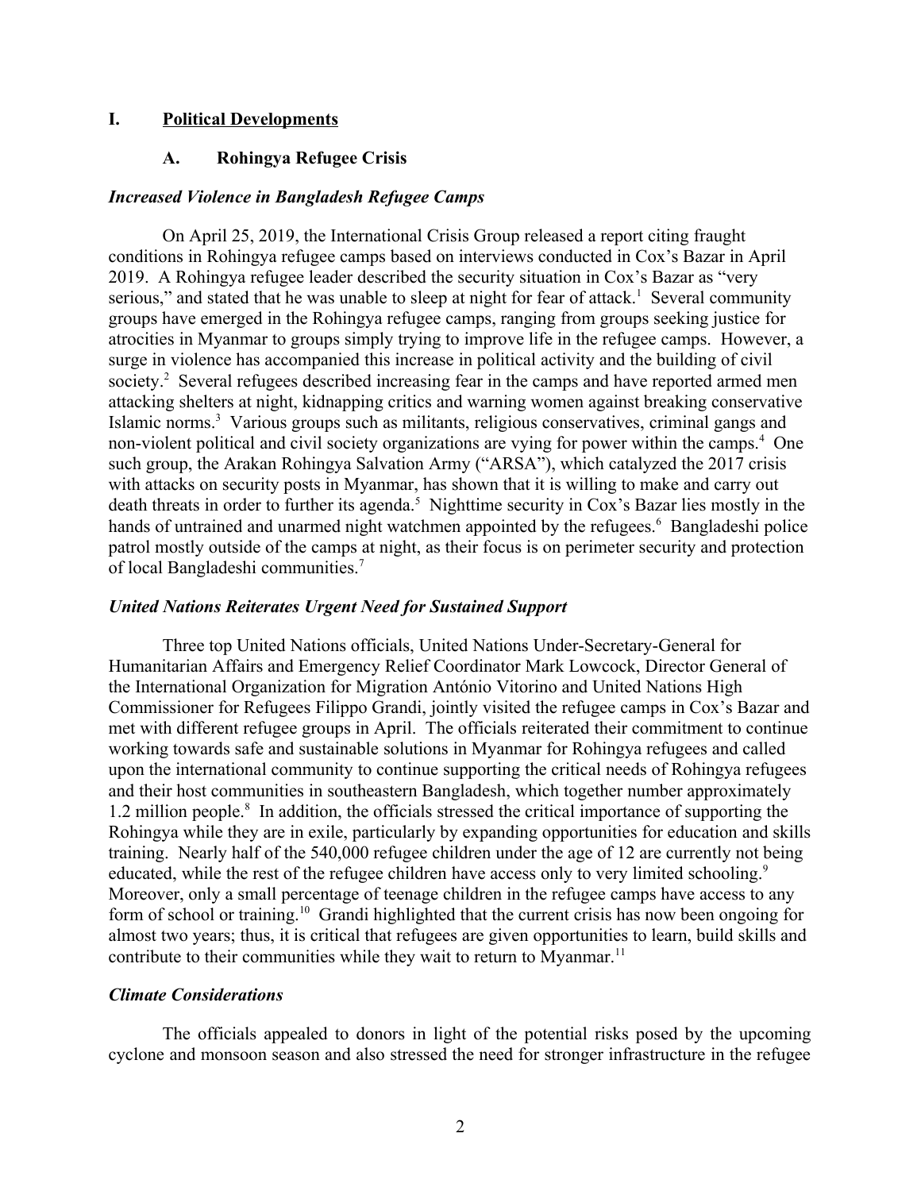## I. Political Developments

### A. Rohingya Refugee Crisis

***Increased Violence in Bangladesh Refugee Camps***

On April 25, 2019, the International Crisis Group released a report citing fraught conditions in Rohingya refugee camps based on interviews conducted in Cox's Bazar in April 2019. A Rohingya refugee leader described the security situation in Cox's Bazar as "very serious," and stated that he was unable to sleep at night for fear of attack.[1] Several community groups have emerged in the Rohingya refugee camps, ranging from groups seeking justice for atrocities in Myanmar to groups simply trying to improve life in the refugee camps. However, a surge in violence has accompanied this increase in political activity and the building of civil society.[2] Several refugees described increasing fear in the camps and have reported armed men attacking shelters at night, kidnapping critics and warning women against breaking conservative Islamic norms.[3] Various groups such as militants, religious conservatives, criminal gangs and non-violent political and civil society organizations are vying for power within the camps.[4] One such group, the Arakan Rohingya Salvation Army ("ARSA"), which catalyzed the 2017 crisis with attacks on security posts in Myanmar, has shown that it is willing to make and carry out death threats in order to further its agenda.[5] Nighttime security in Cox's Bazar lies mostly in the hands of untrained and unarmed night watchmen appointed by the refugees.[6] Bangladeshi police patrol mostly outside of the camps at night, as their focus is on perimeter security and protection of local Bangladeshi communities.[7]

***United Nations Reiterates Urgent Need for Sustained Support***

Three top United Nations officials, United Nations Under-Secretary-General for Humanitarian Affairs and Emergency Relief Coordinator Mark Lowcock, Director General of the International Organization for Migration António Vitorino and United Nations High Commissioner for Refugees Filippo Grandi, jointly visited the refugee camps in Cox's Bazar and met with different refugee groups in April. The officials reiterated their commitment to continue working towards safe and sustainable solutions in Myanmar for Rohingya refugees and called upon the international community to continue supporting the critical needs of Rohingya refugees and their host communities in southeastern Bangladesh, which together number approximately 1.2 million people.[8] In addition, the officials stressed the critical importance of supporting the Rohingya while they are in exile, particularly by expanding opportunities for education and skills training. Nearly half of the 540,000 refugee children under the age of 12 are currently not being educated, while the rest of the refugee children have access only to very limited schooling.[9] Moreover, only a small percentage of teenage children in the refugee camps have access to any form of school or training.[10] Grandi highlighted that the current crisis has now been ongoing for almost two years; thus, it is critical that refugees are given opportunities to learn, build skills and contribute to their communities while they wait to return to Myanmar.[11]

***Climate Considerations***

The officials appealed to donors in light of the potential risks posed by the upcoming cyclone and monsoon season and also stressed the need for stronger infrastructure in the refugee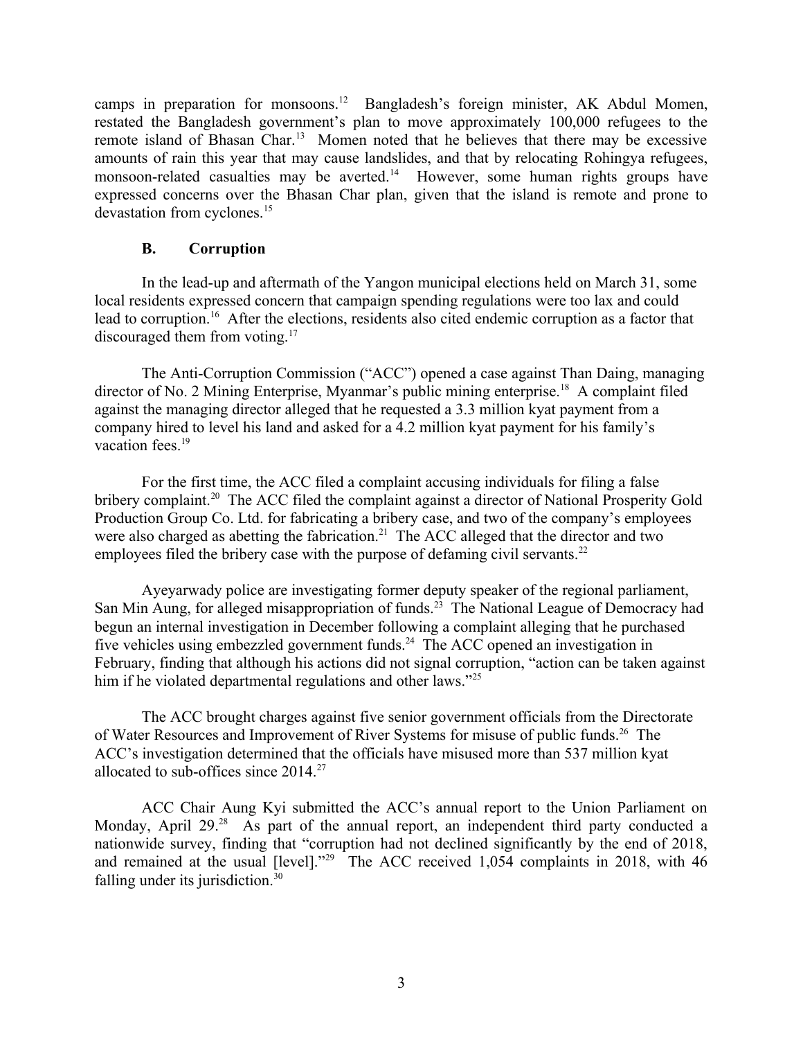camps in preparation for monsoons.[12] Bangladesh's foreign minister, AK Abdul Momen, restated the Bangladesh government's plan to move approximately 100,000 refugees to the remote island of Bhasan Char.[13] Momen noted that he believes that there may be excessive amounts of rain this year that may cause landslides, and that by relocating Rohingya refugees, monsoon-related casualties may be averted.[14] However, some human rights groups have expressed concerns over the Bhasan Char plan, given that the island is remote and prone to devastation from cyclones.[15]

### B. Corruption

In the lead-up and aftermath of the Yangon municipal elections held on March 31, some local residents expressed concern that campaign spending regulations were too lax and could lead to corruption.[16] After the elections, residents also cited endemic corruption as a factor that discouraged them from voting.[17]

The Anti-Corruption Commission ("ACC") opened a case against Than Daing, managing director of No. 2 Mining Enterprise, Myanmar's public mining enterprise.[18] A complaint filed against the managing director alleged that he requested a 3.3 million kyat payment from a company hired to level his land and asked for a 4.2 million kyat payment for his family's vacation fees.[19]

For the first time, the ACC filed a complaint accusing individuals for filing a false bribery complaint.[20] The ACC filed the complaint against a director of National Prosperity Gold Production Group Co. Ltd. for fabricating a bribery case, and two of the company's employees were also charged as abetting the fabrication.[21] The ACC alleged that the director and two employees filed the bribery case with the purpose of defaming civil servants.[22]

Ayeyarwady police are investigating former deputy speaker of the regional parliament, San Min Aung, for alleged misappropriation of funds.[23] The National League of Democracy had begun an internal investigation in December following a complaint alleging that he purchased five vehicles using embezzled government funds.[24] The ACC opened an investigation in February, finding that although his actions did not signal corruption, "action can be taken against him if he violated departmental regulations and other laws."[25]

The ACC brought charges against five senior government officials from the Directorate of Water Resources and Improvement of River Systems for misuse of public funds.[26] The ACC's investigation determined that the officials have misused more than 537 million kyat allocated to sub-offices since 2014.[27]

ACC Chair Aung Kyi submitted the ACC's annual report to the Union Parliament on Monday, April 29.[28] As part of the annual report, an independent third party conducted a nationwide survey, finding that "corruption had not declined significantly by the end of 2018, and remained at the usual [level]."[29] The ACC received 1,054 complaints in 2018, with 46 falling under its jurisdiction.[30]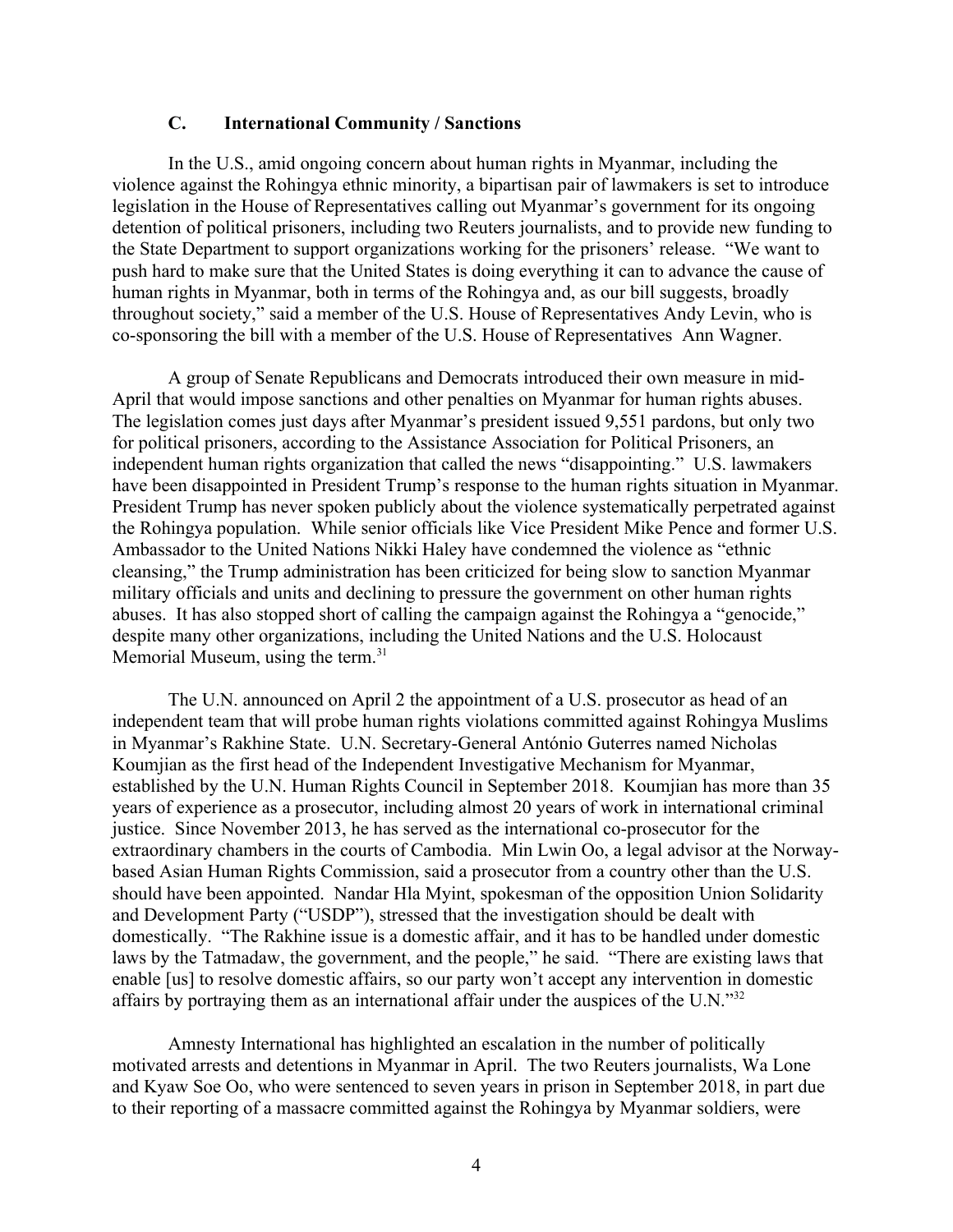### C. International Community / Sanctions

In the U.S., amid ongoing concern about human rights in Myanmar, including the violence against the Rohingya ethnic minority, a bipartisan pair of lawmakers is set to introduce legislation in the House of Representatives calling out Myanmar's government for its ongoing detention of political prisoners, including two Reuters journalists, and to provide new funding to the State Department to support organizations working for the prisoners' release. "We want to push hard to make sure that the United States is doing everything it can to advance the cause of human rights in Myanmar, both in terms of the Rohingya and, as our bill suggests, broadly throughout society," said a member of the U.S. House of Representatives Andy Levin, who is co-sponsoring the bill with a member of the U.S. House of Representatives Ann Wagner.

A group of Senate Republicans and Democrats introduced their own measure in mid-April that would impose sanctions and other penalties on Myanmar for human rights abuses. The legislation comes just days after Myanmar's president issued 9,551 pardons, but only two for political prisoners, according to the Assistance Association for Political Prisoners, an independent human rights organization that called the news "disappointing." U.S. lawmakers have been disappointed in President Trump's response to the human rights situation in Myanmar. President Trump has never spoken publicly about the violence systematically perpetrated against the Rohingya population. While senior officials like Vice President Mike Pence and former U.S. Ambassador to the United Nations Nikki Haley have condemned the violence as "ethnic cleansing," the Trump administration has been criticized for being slow to sanction Myanmar military officials and units and declining to pressure the government on other human rights abuses. It has also stopped short of calling the campaign against the Rohingya a "genocide," despite many other organizations, including the United Nations and the U.S. Holocaust Memorial Museum, using the term.[31]

The U.N. announced on April 2 the appointment of a U.S. prosecutor as head of an independent team that will probe human rights violations committed against Rohingya Muslims in Myanmar's Rakhine State. U.N. Secretary-General António Guterres named Nicholas Koumjian as the first head of the Independent Investigative Mechanism for Myanmar, established by the U.N. Human Rights Council in September 2018. Koumjian has more than 35 years of experience as a prosecutor, including almost 20 years of work in international criminal justice. Since November 2013, he has served as the international co-prosecutor for the extraordinary chambers in the courts of Cambodia. Min Lwin Oo, a legal advisor at the Norway-based Asian Human Rights Commission, said a prosecutor from a country other than the U.S. should have been appointed. Nandar Hla Myint, spokesman of the opposition Union Solidarity and Development Party ("USDP"), stressed that the investigation should be dealt with domestically. "The Rakhine issue is a domestic affair, and it has to be handled under domestic laws by the Tatmadaw, the government, and the people," he said. "There are existing laws that enable [us] to resolve domestic affairs, so our party won't accept any intervention in domestic affairs by portraying them as an international affair under the auspices of the U.N."[32]

Amnesty International has highlighted an escalation in the number of politically motivated arrests and detentions in Myanmar in April. The two Reuters journalists, Wa Lone and Kyaw Soe Oo, who were sentenced to seven years in prison in September 2018, in part due to their reporting of a massacre committed against the Rohingya by Myanmar soldiers, were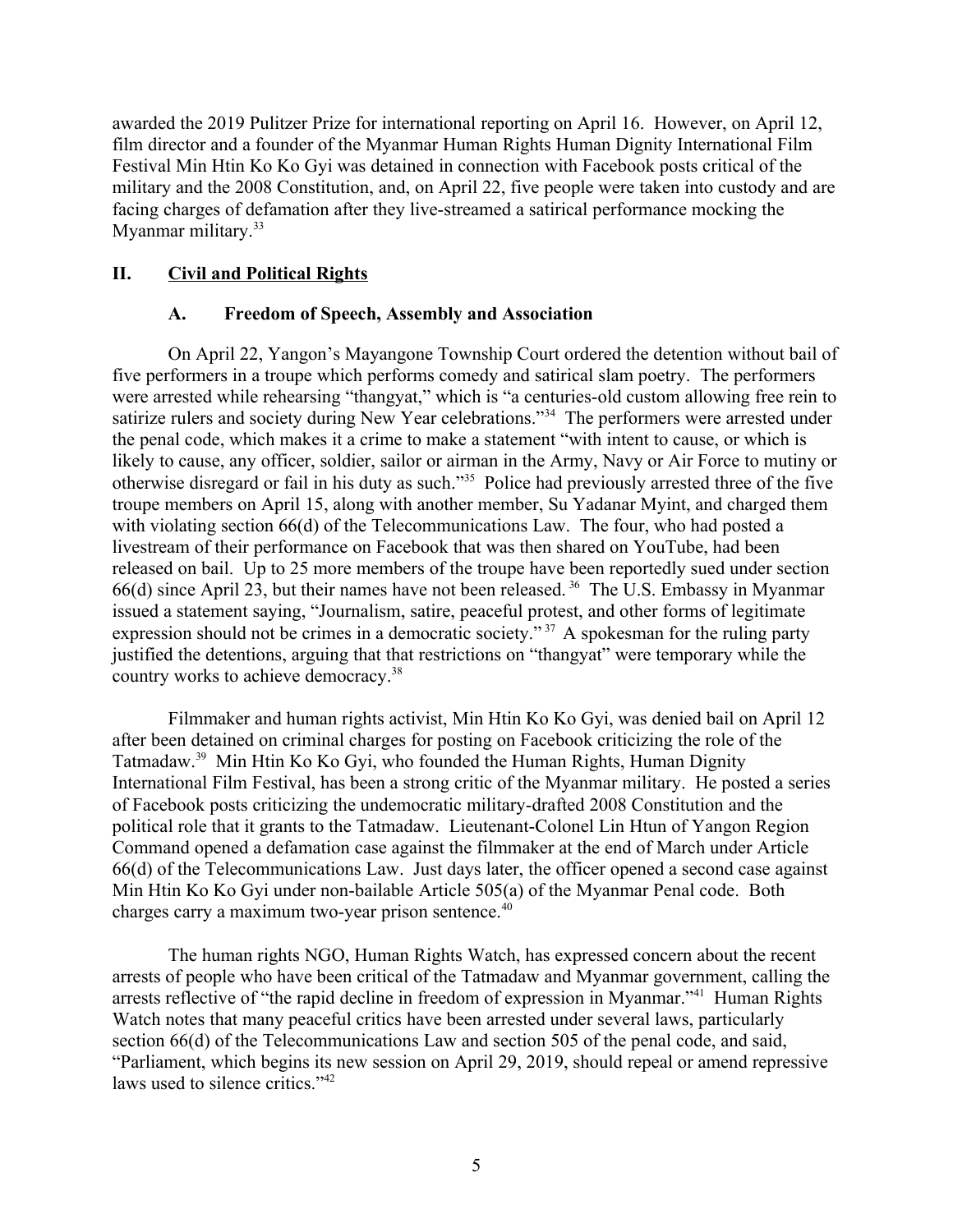awarded the 2019 Pulitzer Prize for international reporting on April 16. However, on April 12, film director and a founder of the Myanmar Human Rights Human Dignity International Film Festival Min Htin Ko Ko Gyi was detained in connection with Facebook posts critical of the military and the 2008 Constitution, and, on April 22, five people were taken into custody and are facing charges of defamation after they live-streamed a satirical performance mocking the Myanmar military.[33]

## II. Civil and Political Rights

### A. Freedom of Speech, Assembly and Association

On April 22, Yangon's Mayangone Township Court ordered the detention without bail of five performers in a troupe which performs comedy and satirical slam poetry. The performers were arrested while rehearsing "thangyat," which is "a centuries-old custom allowing free rein to satirize rulers and society during New Year celebrations."[34] The performers were arrested under the penal code, which makes it a crime to make a statement "with intent to cause, or which is likely to cause, any officer, soldier, sailor or airman in the Army, Navy or Air Force to mutiny or otherwise disregard or fail in his duty as such."[35] Police had previously arrested three of the five troupe members on April 15, along with another member, Su Yadanar Myint, and charged them with violating section 66(d) of the Telecommunications Law. The four, who had posted a livestream of their performance on Facebook that was then shared on YouTube, had been released on bail. Up to 25 more members of the troupe have been reportedly sued under section 66(d) since April 23, but their names have not been released.[36] The U.S. Embassy in Myanmar issued a statement saying, "Journalism, satire, peaceful protest, and other forms of legitimate expression should not be crimes in a democratic society."[37] A spokesman for the ruling party justified the detentions, arguing that that restrictions on "thangyat" were temporary while the country works to achieve democracy.[38]

Filmmaker and human rights activist, Min Htin Ko Ko Gyi, was denied bail on April 12 after been detained on criminal charges for posting on Facebook criticizing the role of the Tatmadaw.[39] Min Htin Ko Ko Gyi, who founded the Human Rights, Human Dignity International Film Festival, has been a strong critic of the Myanmar military. He posted a series of Facebook posts criticizing the undemocratic military-drafted 2008 Constitution and the political role that it grants to the Tatmadaw. Lieutenant-Colonel Lin Htun of Yangon Region Command opened a defamation case against the filmmaker at the end of March under Article 66(d) of the Telecommunications Law. Just days later, the officer opened a second case against Min Htin Ko Ko Gyi under non-bailable Article 505(a) of the Myanmar Penal code. Both charges carry a maximum two-year prison sentence.[40]

The human rights NGO, Human Rights Watch, has expressed concern about the recent arrests of people who have been critical of the Tatmadaw and Myanmar government, calling the arrests reflective of "the rapid decline in freedom of expression in Myanmar."[41] Human Rights Watch notes that many peaceful critics have been arrested under several laws, particularly section 66(d) of the Telecommunications Law and section 505 of the penal code, and said, "Parliament, which begins its new session on April 29, 2019, should repeal or amend repressive laws used to silence critics."[42]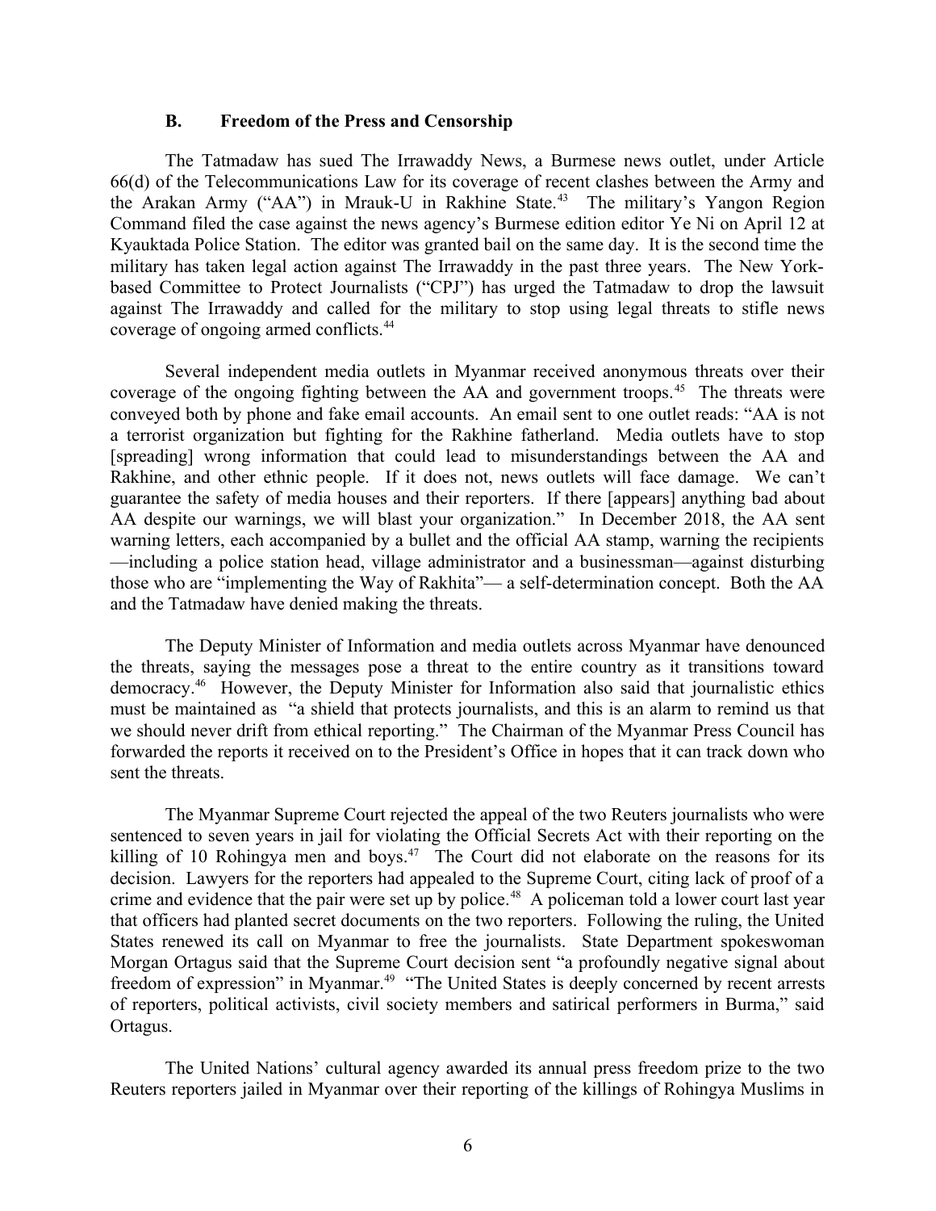### B. Freedom of the Press and Censorship

The Tatmadaw has sued The Irrawaddy News, a Burmese news outlet, under Article 66(d) of the Telecommunications Law for its coverage of recent clashes between the Army and the Arakan Army ("AA") in Mrauk-U in Rakhine State.[43] The military's Yangon Region Command filed the case against the news agency's Burmese edition editor Ye Ni on April 12 at Kyauktada Police Station. The editor was granted bail on the same day. It is the second time the military has taken legal action against The Irrawaddy in the past three years. The New York-based Committee to Protect Journalists ("CPJ") has urged the Tatmadaw to drop the lawsuit against The Irrawaddy and called for the military to stop using legal threats to stifle news coverage of ongoing armed conflicts.[44]

Several independent media outlets in Myanmar received anonymous threats over their coverage of the ongoing fighting between the AA and government troops.[45] The threats were conveyed both by phone and fake email accounts. An email sent to one outlet reads: "AA is not a terrorist organization but fighting for the Rakhine fatherland. Media outlets have to stop [spreading] wrong information that could lead to misunderstandings between the AA and Rakhine, and other ethnic people. If it does not, news outlets will face damage. We can't guarantee the safety of media houses and their reporters. If there [appears] anything bad about AA despite our warnings, we will blast your organization." In December 2018, the AA sent warning letters, each accompanied by a bullet and the official AA stamp, warning the recipients —including a police station head, village administrator and a businessman—against disturbing those who are "implementing the Way of Rakhita"— a self-determination concept. Both the AA and the Tatmadaw have denied making the threats.

The Deputy Minister of Information and media outlets across Myanmar have denounced the threats, saying the messages pose a threat to the entire country as it transitions toward democracy.[46] However, the Deputy Minister for Information also said that journalistic ethics must be maintained as "a shield that protects journalists, and this is an alarm to remind us that we should never drift from ethical reporting." The Chairman of the Myanmar Press Council has forwarded the reports it received on to the President's Office in hopes that it can track down who sent the threats.

The Myanmar Supreme Court rejected the appeal of the two Reuters journalists who were sentenced to seven years in jail for violating the Official Secrets Act with their reporting on the killing of 10 Rohingya men and boys.[47] The Court did not elaborate on the reasons for its decision. Lawyers for the reporters had appealed to the Supreme Court, citing lack of proof of a crime and evidence that the pair were set up by police.[48] A policeman told a lower court last year that officers had planted secret documents on the two reporters. Following the ruling, the United States renewed its call on Myanmar to free the journalists. State Department spokeswoman Morgan Ortagus said that the Supreme Court decision sent "a profoundly negative signal about freedom of expression" in Myanmar.[49] "The United States is deeply concerned by recent arrests of reporters, political activists, civil society members and satirical performers in Burma," said Ortagus.

The United Nations' cultural agency awarded its annual press freedom prize to the two Reuters reporters jailed in Myanmar over their reporting of the killings of Rohingya Muslims in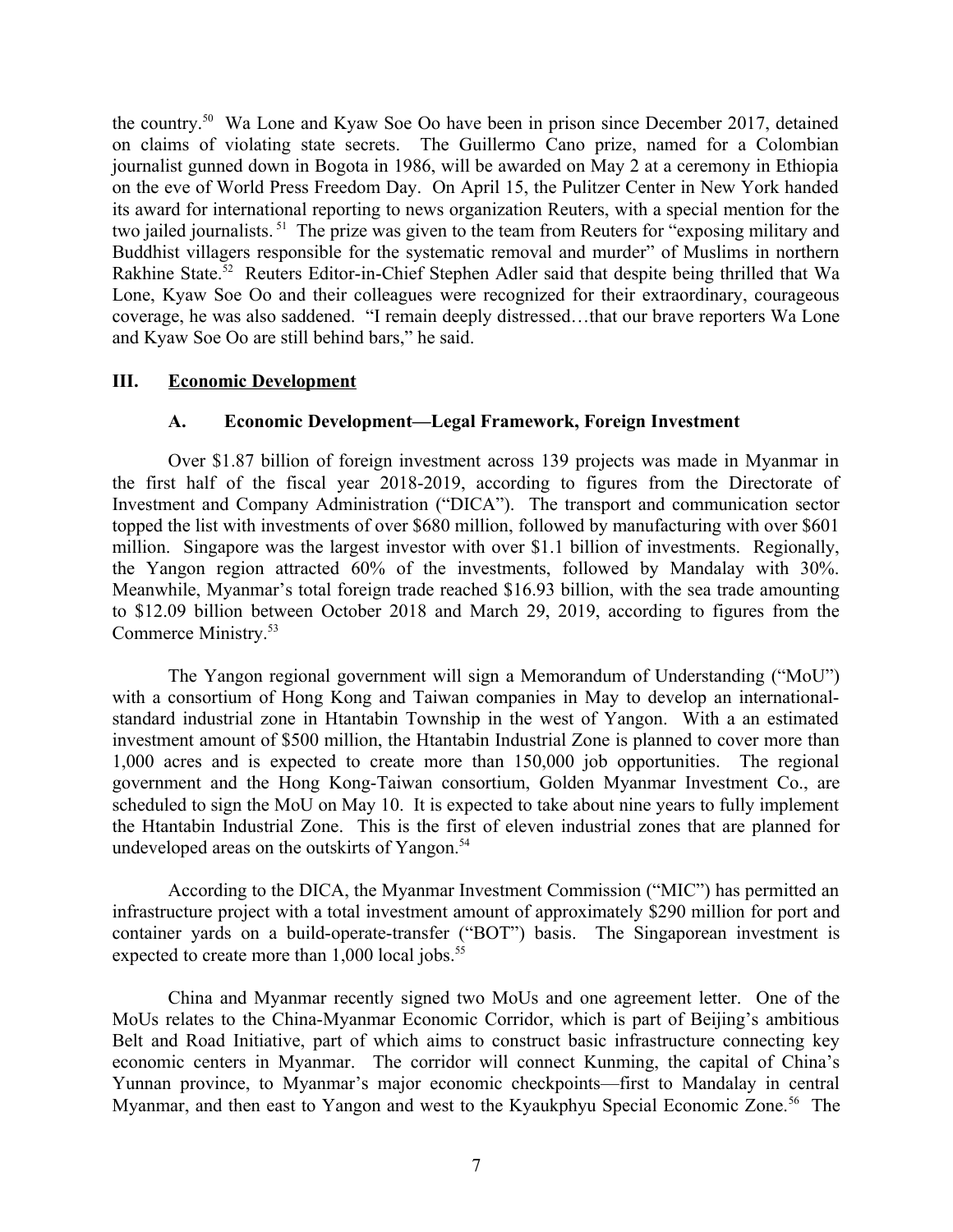the country.[50] Wa Lone and Kyaw Soe Oo have been in prison since December 2017, detained on claims of violating state secrets. The Guillermo Cano prize, named for a Colombian journalist gunned down in Bogota in 1986, will be awarded on May 2 at a ceremony in Ethiopia on the eve of World Press Freedom Day. On April 15, the Pulitzer Center in New York handed its award for international reporting to news organization Reuters, with a special mention for the two jailed journalists.[51] The prize was given to the team from Reuters for "exposing military and Buddhist villagers responsible for the systematic removal and murder" of Muslims in northern Rakhine State.[52] Reuters Editor-in-Chief Stephen Adler said that despite being thrilled that Wa Lone, Kyaw Soe Oo and their colleagues were recognized for their extraordinary, courageous coverage, he was also saddened. "I remain deeply distressed…that our brave reporters Wa Lone and Kyaw Soe Oo are still behind bars," he said.

## III. Economic Development

### A. Economic Development—Legal Framework, Foreign Investment

Over $1.87 billion of foreign investment across 139 projects was made in Myanmar in the first half of the fiscal year 2018-2019, according to figures from the Directorate of Investment and Company Administration ("DICA"). The transport and communication sector topped the list with investments of over $680 million, followed by manufacturing with over $601 million. Singapore was the largest investor with over $1.1 billion of investments. Regionally, the Yangon region attracted 60% of the investments, followed by Mandalay with 30%. Meanwhile, Myanmar's total foreign trade reached $16.93 billion, with the sea trade amounting to $12.09 billion between October 2018 and March 29, 2019, according to figures from the Commerce Ministry.[53]

The Yangon regional government will sign a Memorandum of Understanding ("MoU") with a consortium of Hong Kong and Taiwan companies in May to develop an international-standard industrial zone in Htantabin Township in the west of Yangon. With a an estimated investment amount of $500 million, the Htantabin Industrial Zone is planned to cover more than 1,000 acres and is expected to create more than 150,000 job opportunities. The regional government and the Hong Kong-Taiwan consortium, Golden Myanmar Investment Co., are scheduled to sign the MoU on May 10. It is expected to take about nine years to fully implement the Htantabin Industrial Zone. This is the first of eleven industrial zones that are planned for undeveloped areas on the outskirts of Yangon.[54]

According to the DICA, the Myanmar Investment Commission ("MIC") has permitted an infrastructure project with a total investment amount of approximately $290 million for port and container yards on a build-operate-transfer ("BOT") basis. The Singaporean investment is expected to create more than 1,000 local jobs.[55]

China and Myanmar recently signed two MoUs and one agreement letter. One of the MoUs relates to the China-Myanmar Economic Corridor, which is part of Beijing's ambitious Belt and Road Initiative, part of which aims to construct basic infrastructure connecting key economic centers in Myanmar. The corridor will connect Kunming, the capital of China's Yunnan province, to Myanmar's major economic checkpoints—first to Mandalay in central Myanmar, and then east to Yangon and west to the Kyaukphyu Special Economic Zone.[56] The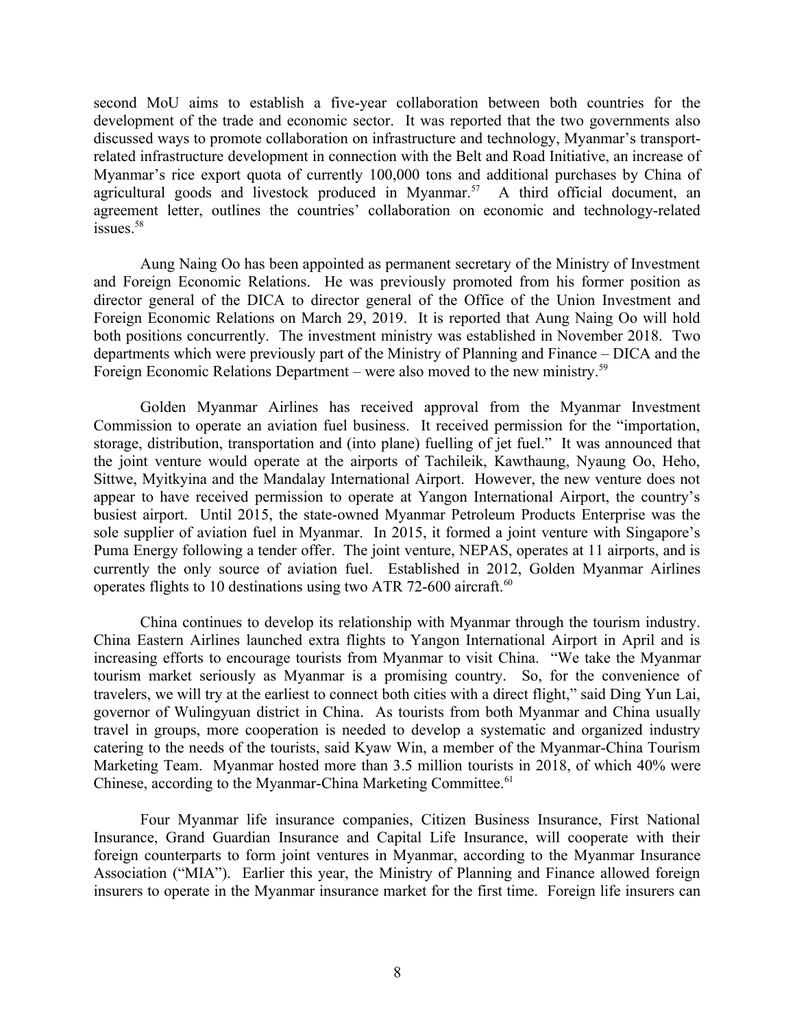second MoU aims to establish a five-year collaboration between both countries for the development of the trade and economic sector. It was reported that the two governments also discussed ways to promote collaboration on infrastructure and technology, Myanmar's transport-related infrastructure development in connection with the Belt and Road Initiative, an increase of Myanmar's rice export quota of currently 100,000 tons and additional purchases by China of agricultural goods and livestock produced in Myanmar.[57] A third official document, an agreement letter, outlines the countries' collaboration on economic and technology-related issues.[58]

Aung Naing Oo has been appointed as permanent secretary of the Ministry of Investment and Foreign Economic Relations. He was previously promoted from his former position as director general of the DICA to director general of the Office of the Union Investment and Foreign Economic Relations on March 29, 2019. It is reported that Aung Naing Oo will hold both positions concurrently. The investment ministry was established in November 2018. Two departments which were previously part of the Ministry of Planning and Finance – DICA and the Foreign Economic Relations Department – were also moved to the new ministry.[59]

Golden Myanmar Airlines has received approval from the Myanmar Investment Commission to operate an aviation fuel business. It received permission for the "importation, storage, distribution, transportation and (into plane) fuelling of jet fuel." It was announced that the joint venture would operate at the airports of Tachileik, Kawthaung, Nyaung Oo, Heho, Sittwe, Myitkyina and the Mandalay International Airport. However, the new venture does not appear to have received permission to operate at Yangon International Airport, the country's busiest airport. Until 2015, the state-owned Myanmar Petroleum Products Enterprise was the sole supplier of aviation fuel in Myanmar. In 2015, it formed a joint venture with Singapore's Puma Energy following a tender offer. The joint venture, NEPAS, operates at 11 airports, and is currently the only source of aviation fuel. Established in 2012, Golden Myanmar Airlines operates flights to 10 destinations using two ATR 72-600 aircraft.[60]

China continues to develop its relationship with Myanmar through the tourism industry. China Eastern Airlines launched extra flights to Yangon International Airport in April and is increasing efforts to encourage tourists from Myanmar to visit China. "We take the Myanmar tourism market seriously as Myanmar is a promising country. So, for the convenience of travelers, we will try at the earliest to connect both cities with a direct flight," said Ding Yun Lai, governor of Wulingyuan district in China. As tourists from both Myanmar and China usually travel in groups, more cooperation is needed to develop a systematic and organized industry catering to the needs of the tourists, said Kyaw Win, a member of the Myanmar-China Tourism Marketing Team. Myanmar hosted more than 3.5 million tourists in 2018, of which 40% were Chinese, according to the Myanmar-China Marketing Committee.[61]

Four Myanmar life insurance companies, Citizen Business Insurance, First National Insurance, Grand Guardian Insurance and Capital Life Insurance, will cooperate with their foreign counterparts to form joint ventures in Myanmar, according to the Myanmar Insurance Association ("MIA"). Earlier this year, the Ministry of Planning and Finance allowed foreign insurers to operate in the Myanmar insurance market for the first time. Foreign life insurers can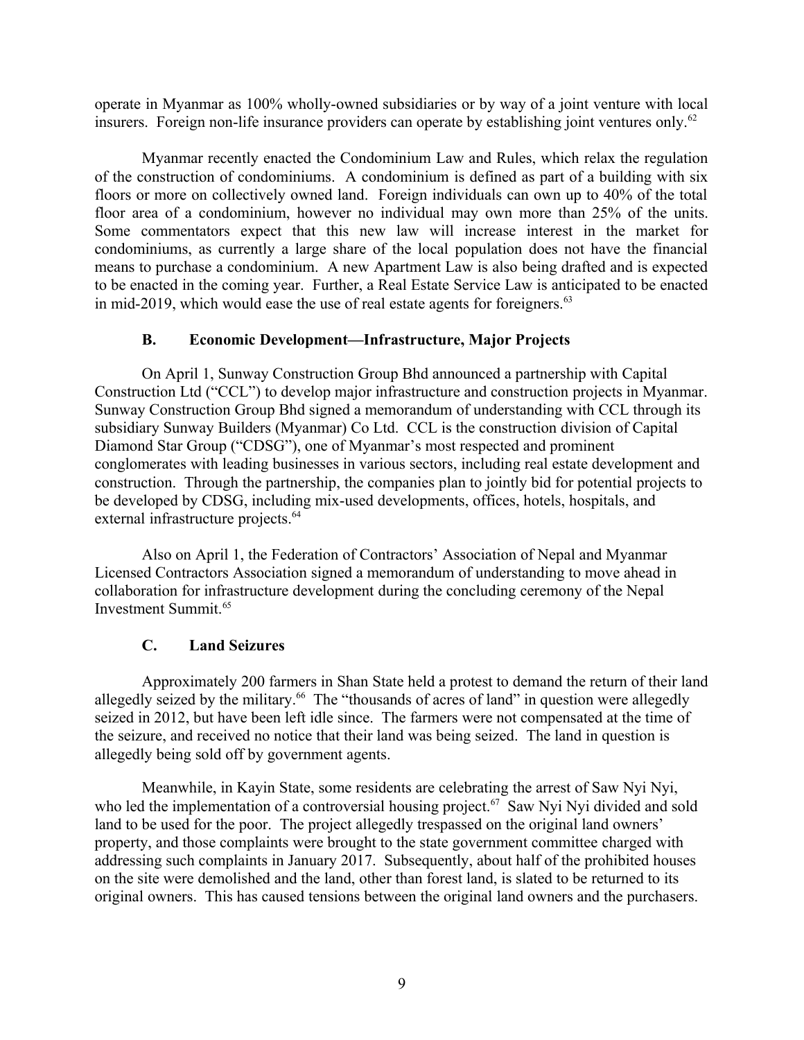operate in Myanmar as 100% wholly-owned subsidiaries or by way of a joint venture with local insurers. Foreign non-life insurance providers can operate by establishing joint ventures only.[62]

Myanmar recently enacted the Condominium Law and Rules, which relax the regulation of the construction of condominiums. A condominium is defined as part of a building with six floors or more on collectively owned land. Foreign individuals can own up to 40% of the total floor area of a condominium, however no individual may own more than 25% of the units. Some commentators expect that this new law will increase interest in the market for condominiums, as currently a large share of the local population does not have the financial means to purchase a condominium. A new Apartment Law is also being drafted and is expected to be enacted in the coming year. Further, a Real Estate Service Law is anticipated to be enacted in mid-2019, which would ease the use of real estate agents for foreigners.[63]

### B. Economic Development—Infrastructure, Major Projects

On April 1, Sunway Construction Group Bhd announced a partnership with Capital Construction Ltd ("CCL") to develop major infrastructure and construction projects in Myanmar. Sunway Construction Group Bhd signed a memorandum of understanding with CCL through its subsidiary Sunway Builders (Myanmar) Co Ltd. CCL is the construction division of Capital Diamond Star Group ("CDSG"), one of Myanmar's most respected and prominent conglomerates with leading businesses in various sectors, including real estate development and construction. Through the partnership, the companies plan to jointly bid for potential projects to be developed by CDSG, including mix-used developments, offices, hotels, hospitals, and external infrastructure projects.[64]

Also on April 1, the Federation of Contractors' Association of Nepal and Myanmar Licensed Contractors Association signed a memorandum of understanding to move ahead in collaboration for infrastructure development during the concluding ceremony of the Nepal Investment Summit.[65]

### C. Land Seizures

Approximately 200 farmers in Shan State held a protest to demand the return of their land allegedly seized by the military.[66] The "thousands of acres of land" in question were allegedly seized in 2012, but have been left idle since. The farmers were not compensated at the time of the seizure, and received no notice that their land was being seized. The land in question is allegedly being sold off by government agents.

Meanwhile, in Kayin State, some residents are celebrating the arrest of Saw Nyi Nyi, who led the implementation of a controversial housing project.[67] Saw Nyi Nyi divided and sold land to be used for the poor. The project allegedly trespassed on the original land owners' property, and those complaints were brought to the state government committee charged with addressing such complaints in January 2017. Subsequently, about half of the prohibited houses on the site were demolished and the land, other than forest land, is slated to be returned to its original owners. This has caused tensions between the original land owners and the purchasers.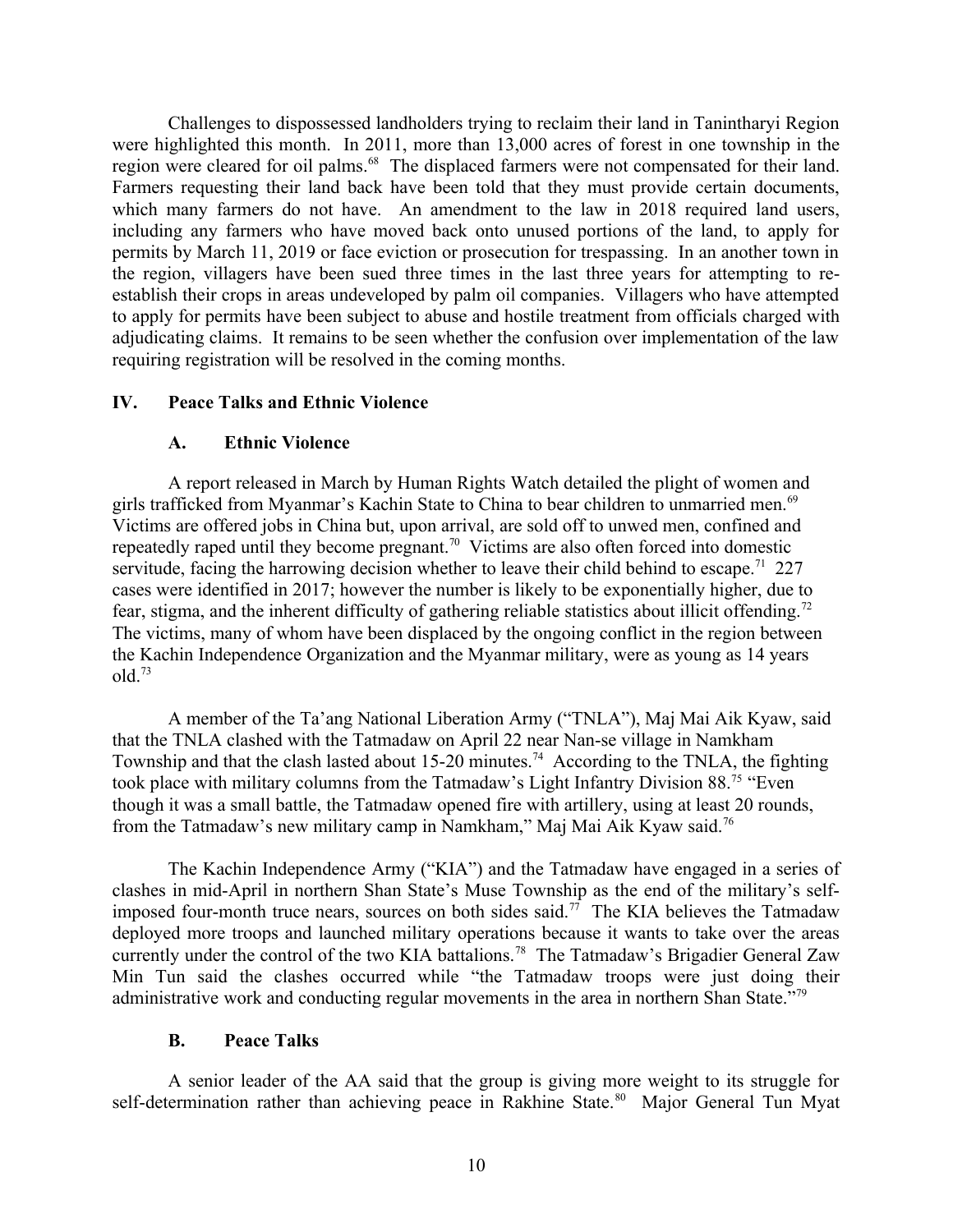Challenges to dispossessed landholders trying to reclaim their land in Tanintharyi Region were highlighted this month. In 2011, more than 13,000 acres of forest in one township in the region were cleared for oil palms.[68] The displaced farmers were not compensated for their land. Farmers requesting their land back have been told that they must provide certain documents, which many farmers do not have. An amendment to the law in 2018 required land users, including any farmers who have moved back onto unused portions of the land, to apply for permits by March 11, 2019 or face eviction or prosecution for trespassing. In an another town in the region, villagers have been sued three times in the last three years for attempting to re-establish their crops in areas undeveloped by palm oil companies. Villagers who have attempted to apply for permits have been subject to abuse and hostile treatment from officials charged with adjudicating claims. It remains to be seen whether the confusion over implementation of the law requiring registration will be resolved in the coming months.

## IV. Peace Talks and Ethnic Violence

### A. Ethnic Violence

A report released in March by Human Rights Watch detailed the plight of women and girls trafficked from Myanmar's Kachin State to China to bear children to unmarried men.[69] Victims are offered jobs in China but, upon arrival, are sold off to unwed men, confined and repeatedly raped until they become pregnant.[70] Victims are also often forced into domestic servitude, facing the harrowing decision whether to leave their child behind to escape.[71] 227 cases were identified in 2017; however the number is likely to be exponentially higher, due to fear, stigma, and the inherent difficulty of gathering reliable statistics about illicit offending.[72] The victims, many of whom have been displaced by the ongoing conflict in the region between the Kachin Independence Organization and the Myanmar military, were as young as 14 years old.[73]

A member of the Ta'ang National Liberation Army ("TNLA"), Maj Mai Aik Kyaw, said that the TNLA clashed with the Tatmadaw on April 22 near Nan-se village in Namkham Township and that the clash lasted about 15-20 minutes.[74] According to the TNLA, the fighting took place with military columns from the Tatmadaw's Light Infantry Division 88.[75] "Even though it was a small battle, the Tatmadaw opened fire with artillery, using at least 20 rounds, from the Tatmadaw's new military camp in Namkham," Maj Mai Aik Kyaw said.[76]

The Kachin Independence Army ("KIA") and the Tatmadaw have engaged in a series of clashes in mid-April in northern Shan State's Muse Township as the end of the military's self-imposed four-month truce nears, sources on both sides said.[77] The KIA believes the Tatmadaw deployed more troops and launched military operations because it wants to take over the areas currently under the control of the two KIA battalions.[78] The Tatmadaw's Brigadier General Zaw Min Tun said the clashes occurred while "the Tatmadaw troops were just doing their administrative work and conducting regular movements in the area in northern Shan State."[79]

### B. Peace Talks

A senior leader of the AA said that the group is giving more weight to its struggle for self-determination rather than achieving peace in Rakhine State.[80] Major General Tun Myat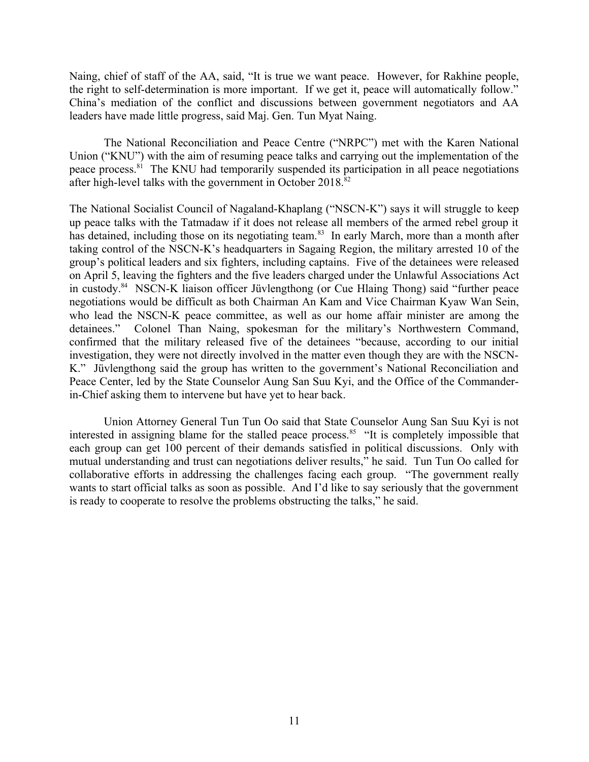Naing, chief of staff of the AA, said, "It is true we want peace. However, for Rakhine people, the right to self-determination is more important. If we get it, peace will automatically follow." China's mediation of the conflict and discussions between government negotiators and AA leaders have made little progress, said Maj. Gen. Tun Myat Naing.

The National Reconciliation and Peace Centre ("NRPC") met with the Karen National Union ("KNU") with the aim of resuming peace talks and carrying out the implementation of the peace process.[81] The KNU had temporarily suspended its participation in all peace negotiations after high-level talks with the government in October 2018.[82]

The National Socialist Council of Nagaland-Khaplang ("NSCN-K") says it will struggle to keep up peace talks with the Tatmadaw if it does not release all members of the armed rebel group it has detained, including those on its negotiating team.[83] In early March, more than a month after taking control of the NSCN-K's headquarters in Sagaing Region, the military arrested 10 of the group's political leaders and six fighters, including captains. Five of the detainees were released on April 5, leaving the fighters and the five leaders charged under the Unlawful Associations Act in custody.[84] NSCN-K liaison officer Jüvlengthong (or Cue Hlaing Thong) said "further peace negotiations would be difficult as both Chairman An Kam and Vice Chairman Kyaw Wan Sein, who lead the NSCN-K peace committee, as well as our home affair minister are among the detainees." Colonel Than Naing, spokesman for the military's Northwestern Command, confirmed that the military released five of the detainees "because, according to our initial investigation, they were not directly involved in the matter even though they are with the NSCN-K." Jüvlengthong said the group has written to the government's National Reconciliation and Peace Center, led by the State Counselor Aung San Suu Kyi, and the Office of the Commander-in-Chief asking them to intervene but have yet to hear back.

Union Attorney General Tun Tun Oo said that State Counselor Aung San Suu Kyi is not interested in assigning blame for the stalled peace process.[85] "It is completely impossible that each group can get 100 percent of their demands satisfied in political discussions. Only with mutual understanding and trust can negotiations deliver results," he said. Tun Tun Oo called for collaborative efforts in addressing the challenges facing each group. "The government really wants to start official talks as soon as possible. And I'd like to say seriously that the government is ready to cooperate to resolve the problems obstructing the talks," he said.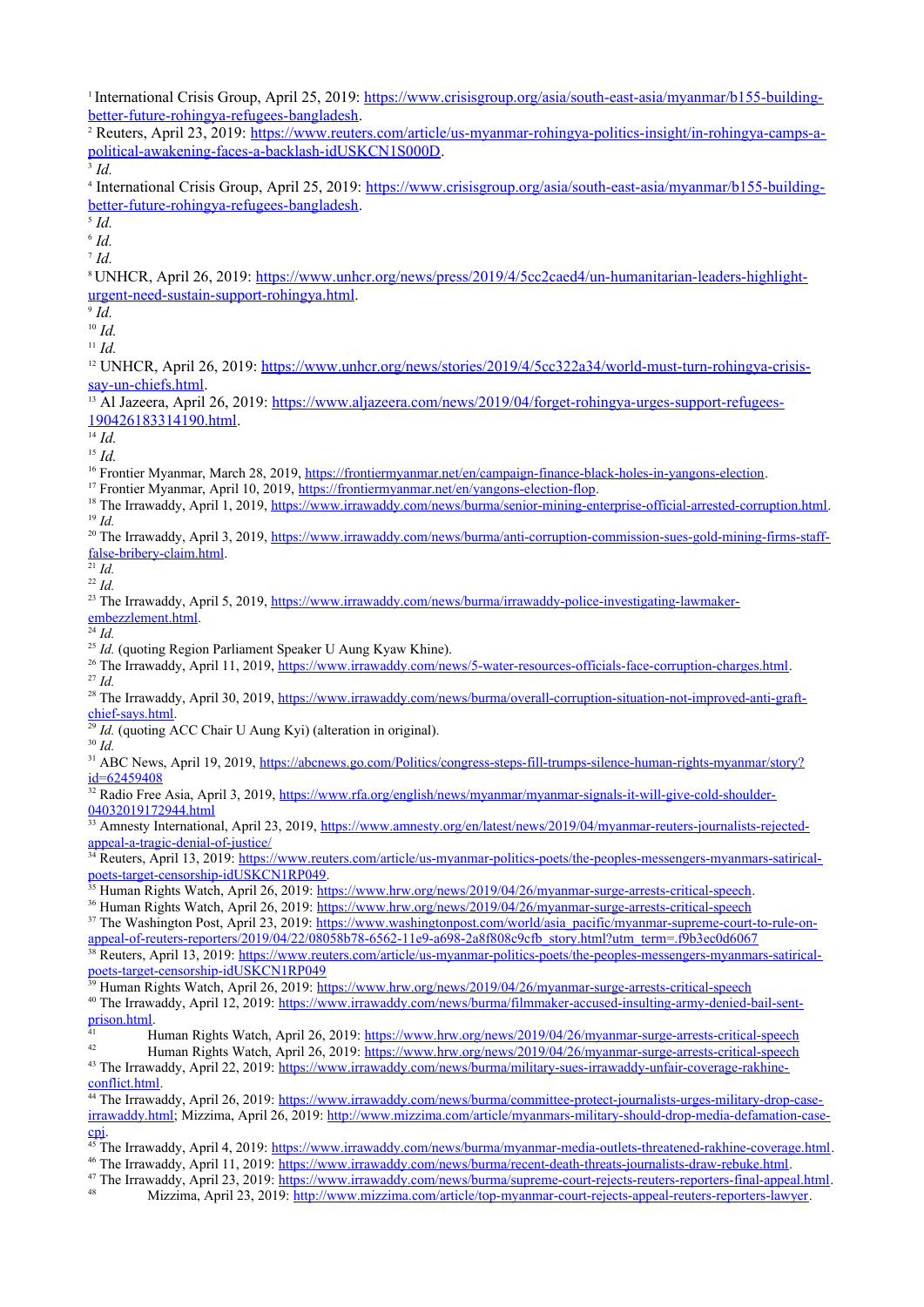[1] International Crisis Group, April 25, 2019: https://www.crisisgroup.org/asia/south-east-asia/myanmar/b155-building-better-future-rohingya-refugees-bangladesh.

[2] Reuters, April 23, 2019: https://www.reuters.com/article/us-myanmar-rohingya-politics-insight/in-rohingya-camps-a-political-awakening-faces-a-backlash-idUSKCN1S000D.

[3] *Id.*

[4] International Crisis Group, April 25, 2019: https://www.crisisgroup.org/asia/south-east-asia/myanmar/b155-building-better-future-rohingya-refugees-bangladesh.

[5] *Id.*

[6] *Id.*

[7] *Id.*

[8] UNHCR, April 26, 2019: https://www.unhcr.org/news/press/2019/4/5cc2caed4/un-humanitarian-leaders-highlight-urgent-need-sustain-support-rohingya.html.

[9] *Id.*

[10] *Id.*

[11] *Id.*

[12] UNHCR, April 26, 2019: https://www.unhcr.org/news/stories/2019/4/5cc322a34/world-must-turn-rohingya-crisis-say-un-chiefs.html.

[13] Al Jazeera, April 26, 2019: https://www.aljazeera.com/news/2019/04/forget-rohingya-urges-support-refugees-190426183314190.html.

[14] *Id.*

[15] *Id.*

[16] Frontier Myanmar, March 28, 2019, https://frontiermyanmar.net/en/campaign-finance-black-holes-in-yangons-election.

[17] Frontier Myanmar, April 10, 2019, https://frontiermyanmar.net/en/yangons-election-flop.

[18] The Irrawaddy, April 1, 2019, https://www.irrawaddy.com/news/burma/senior-mining-enterprise-official-arrested-corruption.html.

[19] *Id.*

[20] The Irrawaddy, April 3, 2019, https://www.irrawaddy.com/news/burma/anti-corruption-commission-sues-gold-mining-firms-staff-false-bribery-claim.html.

[21] *Id.*

[22] *Id.*

[23] The Irrawaddy, April 5, 2019, https://www.irrawaddy.com/news/burma/irrawaddy-police-investigating-lawmaker-embezzlement.html.

[24] *Id.*

[25] *Id.* (quoting Region Parliament Speaker U Aung Kyaw Khine).

[26] The Irrawaddy, April 11, 2019, https://www.irrawaddy.com/news/5-water-resources-officials-face-corruption-charges.html.

[27] *Id.*

[28] The Irrawaddy, April 30, 2019, https://www.irrawaddy.com/news/burma/overall-corruption-situation-not-improved-anti-graft-chief-says.html.

[29] *Id.* (quoting ACC Chair U Aung Kyi) (alteration in original).

[30] *Id.*

[31] ABC News, April 19, 2019, https://abcnews.go.com/Politics/congress-steps-fill-trumps-silence-human-rights-myanmar/story?id=62459408

[32] Radio Free Asia, April 3, 2019, https://www.rfa.org/english/news/myanmar/myanmar-signals-it-will-give-cold-shoulder-04032019172944.html

[33] Amnesty International, April 23, 2019, https://www.amnesty.org/en/latest/news/2019/04/myanmar-reuters-journalists-rejected-appeal-a-tragic-denial-of-justice/

[34] Reuters, April 13, 2019: https://www.reuters.com/article/us-myanmar-politics-poets/the-peoples-messengers-myanmars-satirical-poets-target-censorship-idUSKCN1RP049.

[35] Human Rights Watch, April 26, 2019: https://www.hrw.org/news/2019/04/26/myanmar-surge-arrests-critical-speech.

[36] Human Rights Watch, April 26, 2019: https://www.hrw.org/news/2019/04/26/myanmar-surge-arrests-critical-speech

[37] The Washington Post, April 23, 2019: https://www.washingtonpost.com/world/asia_pacific/myanmar-supreme-court-to-rule-on-appeal-of-reuters-reporters/2019/04/22/08058b78-6562-11e9-a698-2a8f808c9cfb_story.html?utm_term=.f9b3ec0d6067

[38] Reuters, April 13, 2019: https://www.reuters.com/article/us-myanmar-politics-poets/the-peoples-messengers-myanmars-satirical-poets-target-censorship-idUSKCN1RP049

[39] Human Rights Watch, April 26, 2019: https://www.hrw.org/news/2019/04/26/myanmar-surge-arrests-critical-speech

[40] The Irrawaddy, April 12, 2019: https://www.irrawaddy.com/news/burma/filmmaker-accused-insulting-army-denied-bail-sent-prison.html.

[41] Human Rights Watch, April 26, 2019: https://www.hrw.org/news/2019/04/26/myanmar-surge-arrests-critical-speech

[42] Human Rights Watch, April 26, 2019: https://www.hrw.org/news/2019/04/26/myanmar-surge-arrests-critical-speech

[43] The Irrawaddy, April 22, 2019: https://www.irrawaddy.com/news/burma/military-sues-irrawaddy-unfair-coverage-rakhine-conflict.html.

[44] The Irrawaddy, April 26, 2019: https://www.irrawaddy.com/news/burma/committee-protect-journalists-urges-military-drop-case-irrawaddy.html; Mizzima, April 26, 2019: http://www.mizzima.com/article/myanmars-military-should-drop-media-defamation-case-cpj.

[45] The Irrawaddy, April 4, 2019: https://www.irrawaddy.com/news/burma/myanmar-media-outlets-threatened-rakhine-coverage.html.

[46] The Irrawaddy, April 11, 2019: https://www.irrawaddy.com/news/burma/recent-death-threats-journalists-draw-rebuke.html.

[47] The Irrawaddy, April 23, 2019: https://www.irrawaddy.com/news/burma/supreme-court-rejects-reuters-reporters-final-appeal.html.

[48] Mizzima, April 23, 2019: http://www.mizzima.com/article/top-myanmar-court-rejects-appeal-reuters-reporters-lawyer.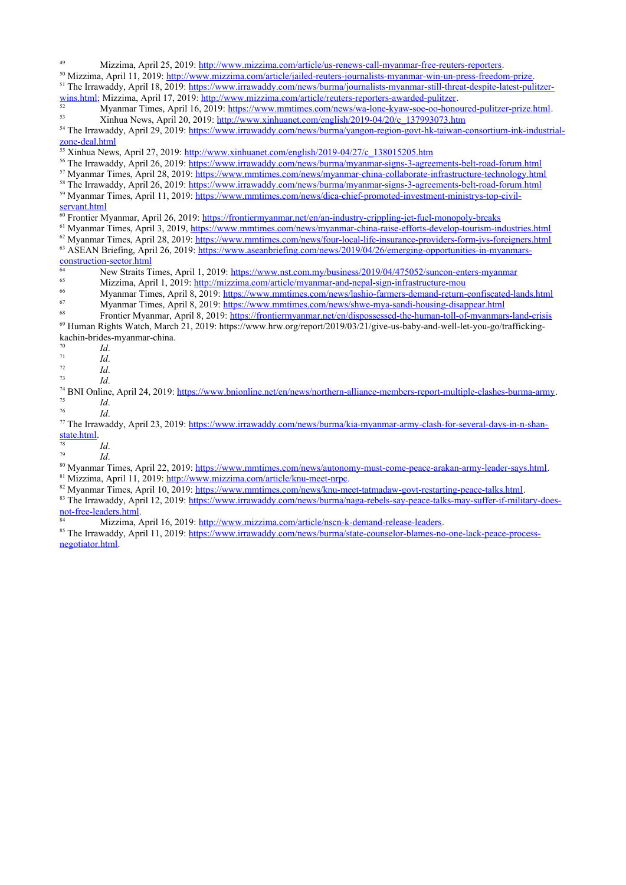[49] Mizzima, April 25, 2019: http://www.mizzima.com/article/us-renews-call-myanmar-free-reuters-reporters.

[50] Mizzima, April 11, 2019: http://www.mizzima.com/article/jailed-reuters-journalists-myanmar-win-un-press-freedom-prize.

[51] The Irrawaddy, April 18, 2019: https://www.irrawaddy.com/news/burma/journalists-myanmar-still-threat-despite-latest-pulitzer-wins.html; Mizzima, April 17, 2019: http://www.mizzima.com/article/reuters-reporters-awarded-pulitzer.

[52] Myanmar Times, April 16, 2019: https://www.mmtimes.com/news/wa-lone-kyaw-soe-oo-honoured-pulitzer-prize.html.

[53] Xinhua News, April 20, 2019: http://www.xinhuanet.com/english/2019-04/20/c_137993073.htm

[54] The Irrawaddy, April 29, 2019: https://www.irrawaddy.com/news/burma/yangon-region-govt-hk-taiwan-consortium-ink-industrial-zone-deal.html

[55] Xinhua News, April 27, 2019: http://www.xinhuanet.com/english/2019-04/27/c_138015205.htm

[56] The Irrawaddy, April 26, 2019: https://www.irrawaddy.com/news/burma/myanmar-signs-3-agreements-belt-road-forum.html

[57] Myanmar Times, April 28, 2019: https://www.mmtimes.com/news/myanmar-china-collaborate-infrastructure-technology.html

[58] The Irrawaddy, April 26, 2019: https://www.irrawaddy.com/news/burma/myanmar-signs-3-agreements-belt-road-forum.html

[59] Myanmar Times, April 11, 2019: https://www.mmtimes.com/news/dica-chief-promoted-investment-ministrys-top-civil-servant.html

[60] Frontier Myanmar, April 26, 2019: https://frontiermyanmar.net/en/an-industry-crippling-jet-fuel-monopoly-breaks

[61] Myanmar Times, April 3, 2019, https://www.mmtimes.com/news/myanmar-china-raise-efforts-develop-tourism-industries.html

[62] Myanmar Times, April 28, 2019: https://www.mmtimes.com/news/four-local-life-insurance-providers-form-jvs-foreigners.html

[63] ASEAN Briefing, April 26, 2019: https://www.aseanbriefing.com/news/2019/04/26/emerging-opportunities-in-myanmars-construction-sector.html

[64] New Straits Times, April 1, 2019: https://www.nst.com.my/business/2019/04/475052/suncon-enters-myanmar

[65] Mizzima, April 1, 2019: http://mizzima.com/article/myanmar-and-nepal-sign-infrastructure-mou

[66] Myanmar Times, April 8, 2019: https://www.mmtimes.com/news/lashio-farmers-demand-return-confiscated-lands.html

[67] Myanmar Times, April 8, 2019: https://www.mmtimes.com/news/shwe-mya-sandi-housing-disappear.html

[68] Frontier Myanmar, April 8, 2019: https://frontiermyanmar.net/en/dispossessed-the-human-toll-of-myanmars-land-crisis

[69] Human Rights Watch, March 21, 2019: https://www.hrw.org/report/2019/03/21/give-us-baby-and-well-let-you-go/trafficking-kachin-brides-myanmar-china.

[70] *Id*.

[71] *Id*.

[72] *Id*.

[73] *Id*.

[74] BNI Online, April 24, 2019: https://www.bnionline.net/en/news/northern-alliance-members-report-multiple-clashes-burma-army.

[75] *Id*.

[76] *Id*.

[77] The Irrawaddy, April 23, 2019: https://www.irrawaddy.com/news/burma/kia-myanmar-army-clash-for-several-days-in-n-shan-state.html.

[78] *Id*.

[79] *Id*.

[80] Myanmar Times, April 22, 2019: https://www.mmtimes.com/news/autonomy-must-come-peace-arakan-army-leader-says.html.

[81] Mizzima, April 11, 2019: http://www.mizzima.com/article/knu-meet-nrpc.

[82] Myanmar Times, April 10, 2019: https://www.mmtimes.com/news/knu-meet-tatmadaw-govt-restarting-peace-talks.html.

[83] The Irrawaddy, April 12, 2019: https://www.irrawaddy.com/news/burma/naga-rebels-say-peace-talks-may-suffer-if-military-does-not-free-leaders.html.

[84] Mizzima, April 16, 2019: http://www.mizzima.com/article/nscn-k-demand-release-leaders.

[85] The Irrawaddy, April 11, 2019: https://www.irrawaddy.com/news/burma/state-counselor-blames-no-one-lack-peace-process-negotiator.html.